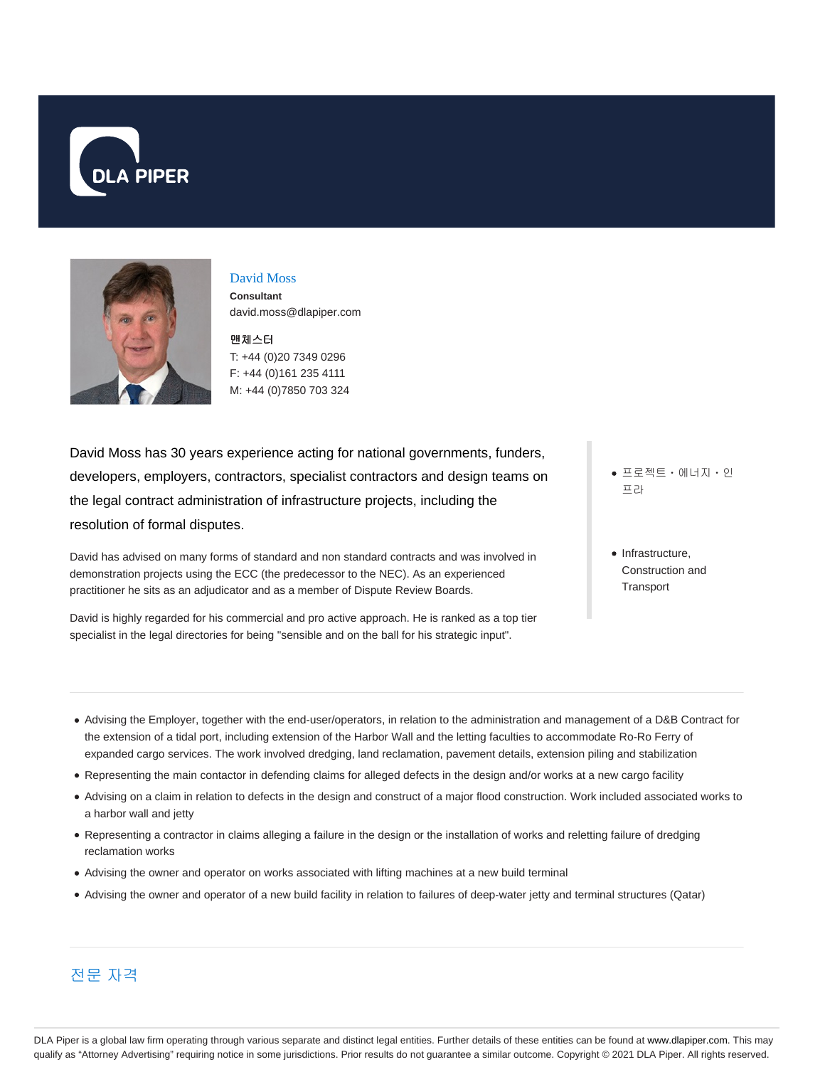DLA PIPER

# David Moss

**Consultant**

david.moss@dlapiper.com

**맨체스터**

T: +44 (0)20 7349 0296

F: +44 (0)161 235 4111

M: +44 (0)7850 703 324

David Moss has 30 years experience acting for national governments, funders, developers, employers, contractors, specialist contractors and design teams on the legal contract administration of infrastructure projects, including the resolution of formal disputes.

David has advised on many forms of standard and non standard contracts and was involved in demonstration projects using the ECC (the predecessor to the NEC). As an experienced practitioner he sits as an adjudicator and as a member of Dispute Review Boards.

David is highly regarded for his commercial and pro active approach. He is ranked as a top tier specialist in the legal directories for being "sensible and on the ball for his strategic input".

- 프로젝트・에너지・인프라
- Infrastructure, Construction and Transport

---

- Advising the Employer, together with the end-user/operators, in relation to the administration and management of a D&B Contract for the extension of a tidal port, including extension of the Harbor Wall and the letting faculties to accommodate Ro-Ro Ferry of expanded cargo services. The work involved dredging, land reclamation, pavement details, extension piling and stabilization
- Representing the main contactor in defending claims for alleged defects in the design and/or works at a new cargo facility
- Advising on a claim in relation to defects in the design and construct of a major flood construction. Work included associated works to a harbor wall and jetty
- Representing a contractor in claims alleging a failure in the design or the installation of works and reletting failure of dredging reclamation works
- Advising the owner and operator on works associated with lifting machines at a new build terminal
- Advising the owner and operator of a new build facility in relation to failures of deep-water jetty and terminal structures (Qatar)

---

## 전문 자격

DLA Piper is a global law firm operating through various separate and distinct legal entities. Further details of these entities can be found at www.dlapiper.com. This may qualify as "Attorney Advertising" requiring notice in some jurisdictions. Prior results do not guarantee a similar outcome. Copyright © 2021 DLA Piper. All rights reserved.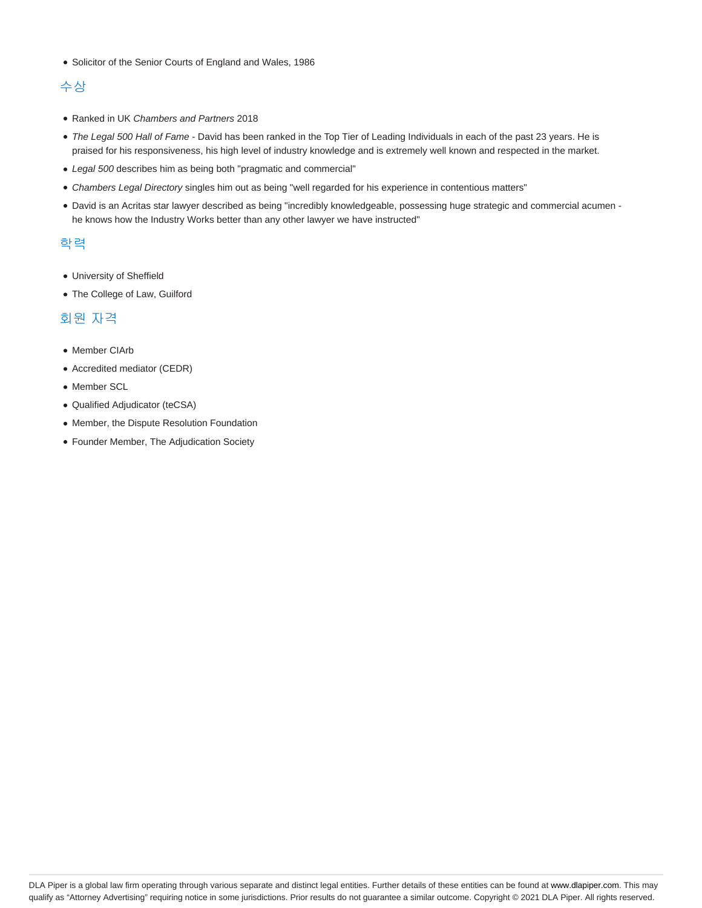- Solicitor of the Senior Courts of England and Wales, 1986

## 수상

- Ranked in UK *Chambers and Partners* 2018
- *The Legal 500 Hall of Fame* - David has been ranked in the Top Tier of Leading Individuals in each of the past 23 years. He is praised for his responsiveness, his high level of industry knowledge and is extremely well known and respected in the market.
- *Legal 500* describes him as being both "pragmatic and commercial"
- *Chambers Legal Directory* singles him out as being "well regarded for his experience in contentious matters"
- David is an Acritas star lawyer described as being "incredibly knowledgeable, possessing huge strategic and commercial acumen - he knows how the Industry Works better than any other lawyer we have instructed"

## 학력

- University of Sheffield
- The College of Law, Guilford

## 회원 자격

- Member CIArb
- Accredited mediator (CEDR)
- Member SCL
- Qualified Adjudicator (teCSA)
- Member, the Dispute Resolution Foundation
- Founder Member, The Adjudication Society

DLA Piper is a global law firm operating through various separate and distinct legal entities. Further details of these entities can be found at www.dlapiper.com. This may qualify as "Attorney Advertising" requiring notice in some jurisdictions. Prior results do not guarantee a similar outcome. Copyright © 2021 DLA Piper. All rights reserved.